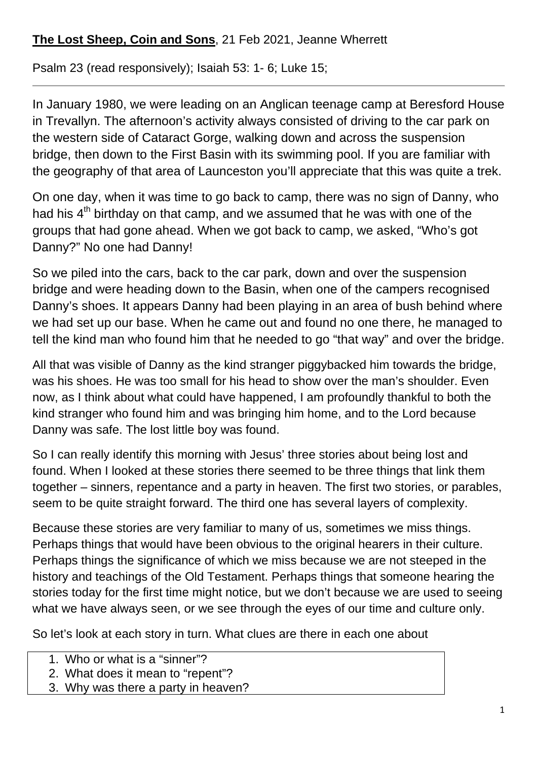**The Lost Sheep, Coin and Sons**, 21 Feb 2021, Jeanne Wherrett

Psalm 23 (read responsively); Isaiah 53: 1- 6; Luke 15;

---

In January 1980, we were leading on an Anglican teenage camp at Beresford House in Trevallyn. The afternoon's activity always consisted of driving to the car park on the western side of Cataract Gorge, walking down and across the suspension bridge, then down to the First Basin with its swimming pool. If you are familiar with the geography of that area of Launceston you'll appreciate that this was quite a trek.

On one day, when it was time to go back to camp, there was no sign of Danny, who had his 4th birthday on that camp, and we assumed that he was with one of the groups that had gone ahead. When we got back to camp, we asked, "Who's got Danny?" No one had Danny!

So we piled into the cars, back to the car park, down and over the suspension bridge and were heading down to the Basin, when one of the campers recognised Danny's shoes. It appears Danny had been playing in an area of bush behind where we had set up our base. When he came out and found no one there, he managed to tell the kind man who found him that he needed to go "that way" and over the bridge.

All that was visible of Danny as the kind stranger piggybacked him towards the bridge, was his shoes. He was too small for his head to show over the man's shoulder. Even now, as I think about what could have happened, I am profoundly thankful to both the kind stranger who found him and was bringing him home, and to the Lord because Danny was safe. The lost little boy was found.

So I can really identify this morning with Jesus' three stories about being lost and found. When I looked at these stories there seemed to be three things that link them together – sinners, repentance and a party in heaven. The first two stories, or parables, seem to be quite straight forward. The third one has several layers of complexity.

Because these stories are very familiar to many of us, sometimes we miss things. Perhaps things that would have been obvious to the original hearers in their culture. Perhaps things the significance of which we miss because we are not steeped in the history and teachings of the Old Testament. Perhaps things that someone hearing the stories today for the first time might notice, but we don't because we are used to seeing what we have always seen, or we see through the eyes of our time and culture only.

So let's look at each story in turn. What clues are there in each one about

1. Who or what is a "sinner"?
2. What does it mean to "repent"?
3. Why was there a party in heaven?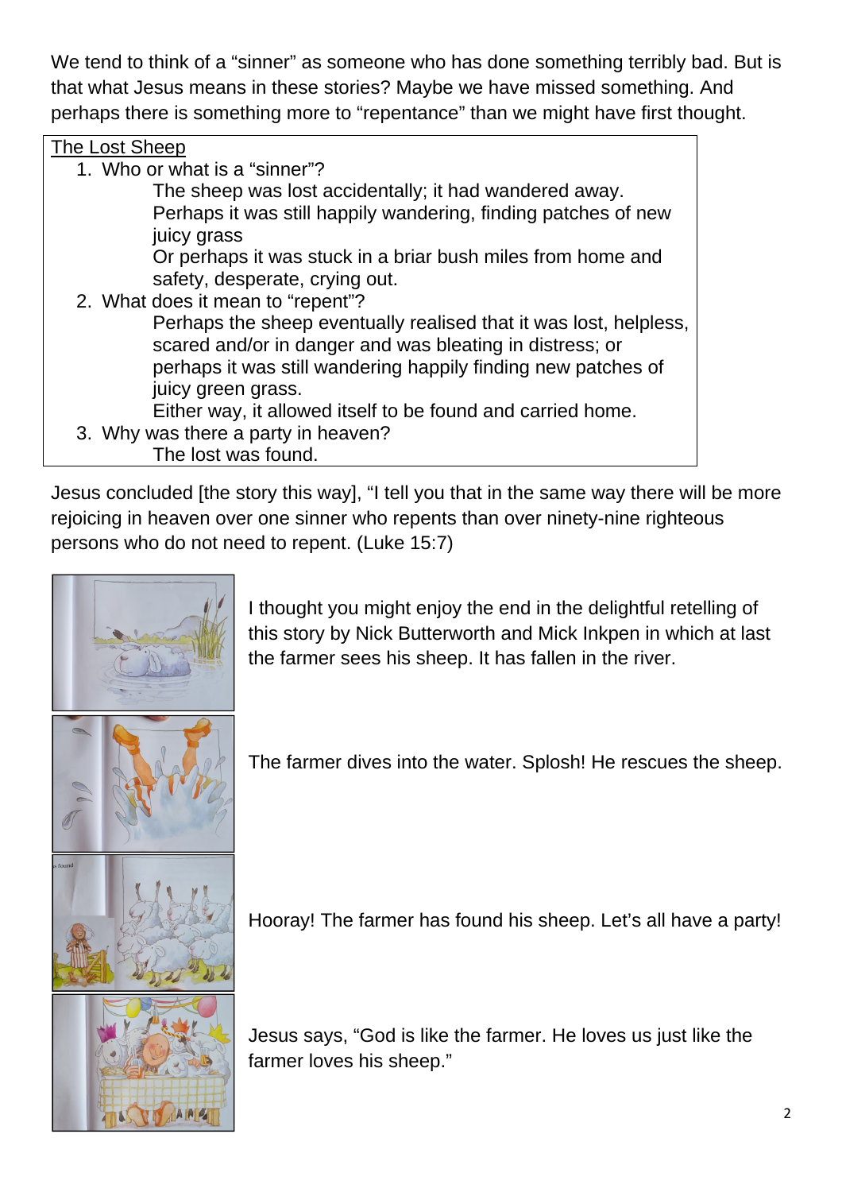We tend to think of a "sinner" as someone who has done something terribly bad. But is that what Jesus means in these stories? Maybe we have missed something. And perhaps there is something more to "repentance" than we might have first thought.

<u>The Lost Sheep</u>

1. Who or what is a "sinner"?

    The sheep was lost accidentally; it had wandered away.
    Perhaps it was still happily wandering, finding patches of new juicy grass
    Or perhaps it was stuck in a briar bush miles from home and safety, desperate, crying out.

2. What does it mean to "repent"?

    Perhaps the sheep eventually realised that it was lost, helpless, scared and/or in danger and was bleating in distress; or perhaps it was still wandering happily finding new patches of juicy green grass.
    Either way, it allowed itself to be found and carried home.

3. Why was there a party in heaven?

    The lost was found.

Jesus concluded [the story this way], "I tell you that in the same way there will be more rejoicing in heaven over one sinner who repents than over ninety-nine righteous persons who do not need to repent. (Luke 15:7)

I thought you might enjoy the end in the delightful retelling of this story by Nick Butterworth and Mick Inkpen in which at last the farmer sees his sheep. It has fallen in the river.

The farmer dives into the water. Splosh! He rescues the sheep.

Hooray! The farmer has found his sheep. Let's all have a party!

Jesus says, "God is like the farmer. He loves us just like the farmer loves his sheep."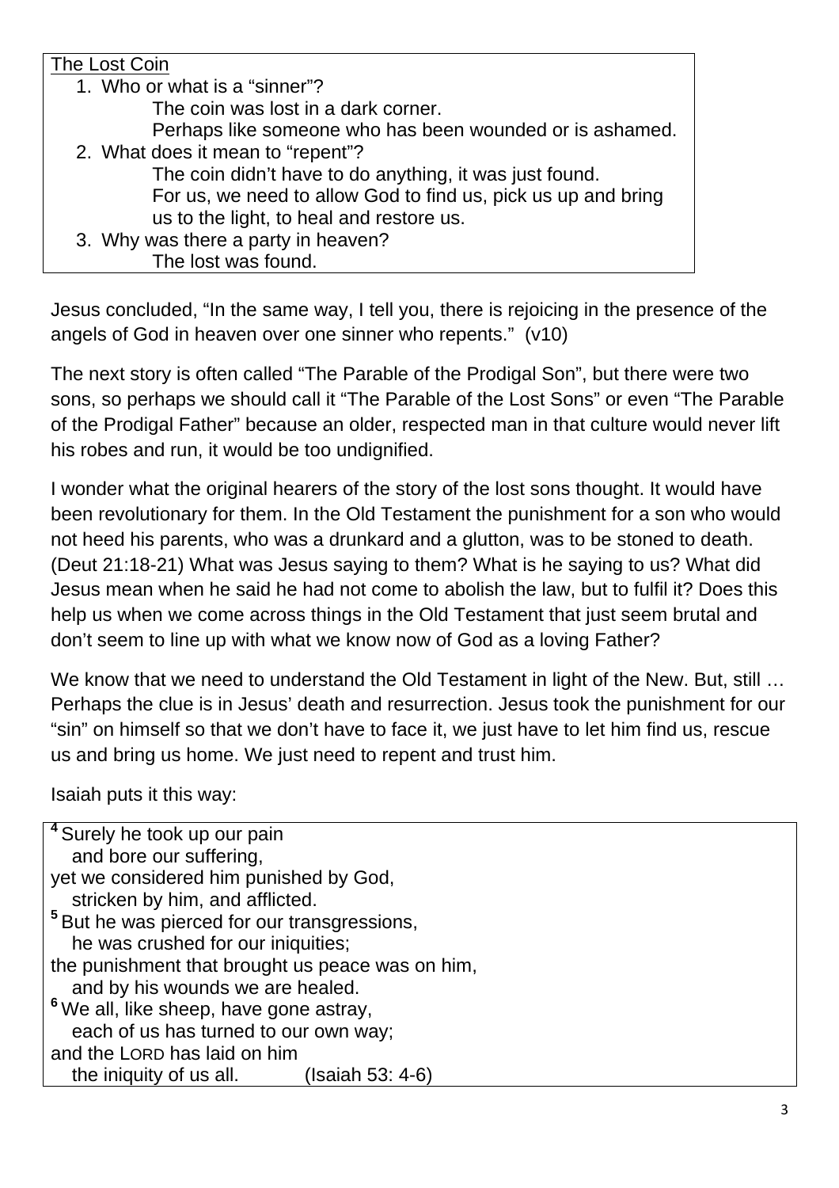The Lost Coin

1. Who or what is a "sinner"?
   The coin was lost in a dark corner.
   Perhaps like someone who has been wounded or is ashamed.
2. What does it mean to "repent"?
   The coin didn't have to do anything, it was just found.
   For us, we need to allow God to find us, pick us up and bring us to the light, to heal and restore us.
3. Why was there a party in heaven?
   The lost was found.

Jesus concluded, "In the same way, I tell you, there is rejoicing in the presence of the angels of God in heaven over one sinner who repents." (v10)

The next story is often called "The Parable of the Prodigal Son", but there were two sons, so perhaps we should call it "The Parable of the Lost Sons" or even "The Parable of the Prodigal Father" because an older, respected man in that culture would never lift his robes and run, it would be too undignified.

I wonder what the original hearers of the story of the lost sons thought. It would have been revolutionary for them. In the Old Testament the punishment for a son who would not heed his parents, who was a drunkard and a glutton, was to be stoned to death. (Deut 21:18-21) What was Jesus saying to them? What is he saying to us? What did Jesus mean when he said he had not come to abolish the law, but to fulfil it? Does this help us when we come across things in the Old Testament that just seem brutal and don't seem to line up with what we know now of God as a loving Father?

We know that we need to understand the Old Testament in light of the New. But, still … Perhaps the clue is in Jesus' death and resurrection. Jesus took the punishment for our "sin" on himself so that we don't have to face it, we just have to let him find us, rescue us and bring us home. We just need to repent and trust him.

Isaiah puts it this way:

> **4** Surely he took up our pain
>   and bore our suffering,
> yet we considered him punished by God,
>   stricken by him, and afflicted.
> **5** But he was pierced for our transgressions,
>   he was crushed for our iniquities;
> the punishment that brought us peace was on him,
>   and by his wounds we are healed.
> **6** We all, like sheep, have gone astray,
>   each of us has turned to our own way;
> and the LORD has laid on him
>   the iniquity of us all. (Isaiah 53: 4-6)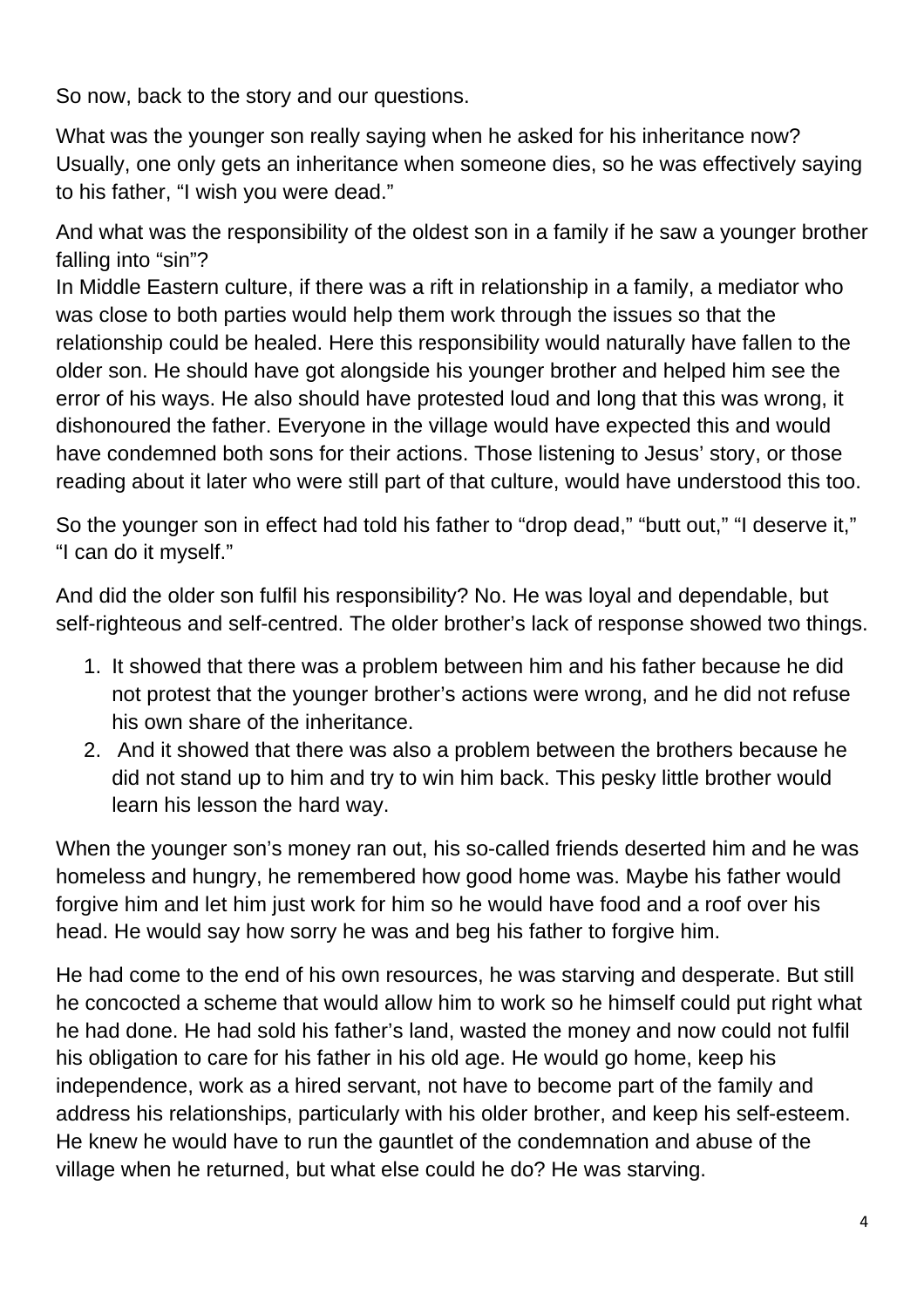So now, back to the story and our questions.

What was the younger son really saying when he asked for his inheritance now? Usually, one only gets an inheritance when someone dies, so he was effectively saying to his father, "I wish you were dead."

And what was the responsibility of the oldest son in a family if he saw a younger brother falling into "sin"?
In Middle Eastern culture, if there was a rift in relationship in a family, a mediator who was close to both parties would help them work through the issues so that the relationship could be healed. Here this responsibility would naturally have fallen to the older son. He should have got alongside his younger brother and helped him see the error of his ways. He also should have protested loud and long that this was wrong, it dishonoured the father. Everyone in the village would have expected this and would have condemned both sons for their actions. Those listening to Jesus' story, or those reading about it later who were still part of that culture, would have understood this too.

So the younger son in effect had told his father to "drop dead," "butt out," "I deserve it," "I can do it myself."

And did the older son fulfil his responsibility? No. He was loyal and dependable, but self-righteous and self-centred. The older brother's lack of response showed two things.

1. It showed that there was a problem between him and his father because he did not protest that the younger brother's actions were wrong, and he did not refuse his own share of the inheritance.
2. And it showed that there was also a problem between the brothers because he did not stand up to him and try to win him back. This pesky little brother would learn his lesson the hard way.

When the younger son's money ran out, his so-called friends deserted him and he was homeless and hungry, he remembered how good home was. Maybe his father would forgive him and let him just work for him so he would have food and a roof over his head. He would say how sorry he was and beg his father to forgive him.

He had come to the end of his own resources, he was starving and desperate. But still he concocted a scheme that would allow him to work so he himself could put right what he had done. He had sold his father's land, wasted the money and now could not fulfil his obligation to care for his father in his old age. He would go home, keep his independence, work as a hired servant, not have to become part of the family and address his relationships, particularly with his older brother, and keep his self-esteem. He knew he would have to run the gauntlet of the condemnation and abuse of the village when he returned, but what else could he do? He was starving.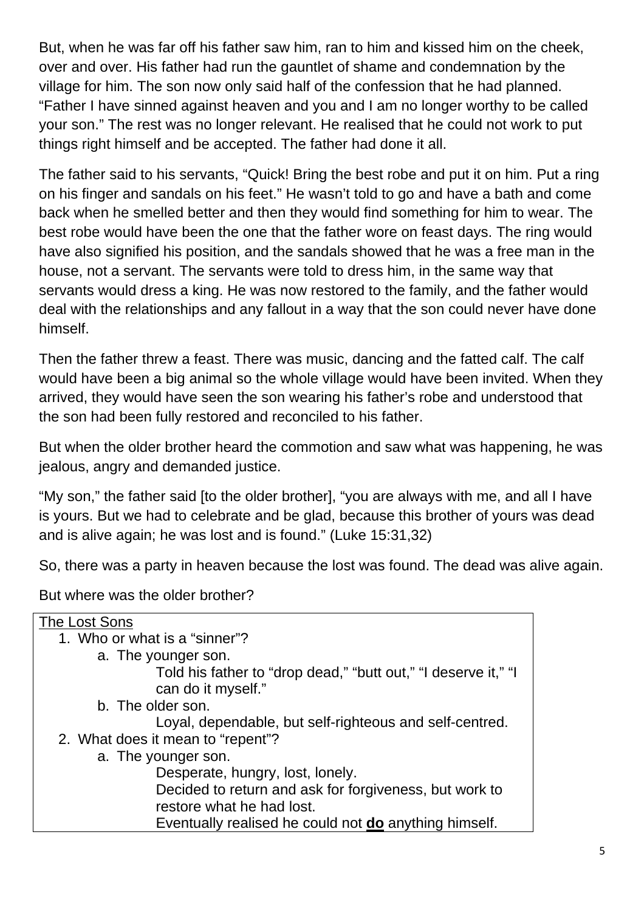But, when he was far off his father saw him, ran to him and kissed him on the cheek, over and over. His father had run the gauntlet of shame and condemnation by the village for him. The son now only said half of the confession that he had planned. “Father I have sinned against heaven and you and I am no longer worthy to be called your son.” The rest was no longer relevant. He realised that he could not work to put things right himself and be accepted. The father had done it all.

The father said to his servants, “Quick! Bring the best robe and put it on him. Put a ring on his finger and sandals on his feet.” He wasn’t told to go and have a bath and come back when he smelled better and then they would find something for him to wear. The best robe would have been the one that the father wore on feast days. The ring would have also signified his position, and the sandals showed that he was a free man in the house, not a servant. The servants were told to dress him, in the same way that servants would dress a king. He was now restored to the family, and the father would deal with the relationships and any fallout in a way that the son could never have done himself.

Then the father threw a feast. There was music, dancing and the fatted calf. The calf would have been a big animal so the whole village would have been invited. When they arrived, they would have seen the son wearing his father’s robe and understood that the son had been fully restored and reconciled to his father.

But when the older brother heard the commotion and saw what was happening, he was jealous, angry and demanded justice.

“My son,” the father said [to the older brother], “you are always with me, and all I have is yours. But we had to celebrate and be glad, because this brother of yours was dead and is alive again; he was lost and is found.” (Luke 15:31,32)

So, there was a party in heaven because the lost was found. The dead was alive again.

But where was the older brother?

<u>The Lost Sons</u>

1. Who or what is a “sinner”?
   a. The younger son.
      Told his father to “drop dead,” “butt out,” “I deserve it,” “I can do it myself.”
   b. The older son.
      Loyal, dependable, but self-righteous and self-centred.
2. What does it mean to “repent”?
   a. The younger son.
      Desperate, hungry, lost, lonely.
      Decided to return and ask for forgiveness, but work to restore what he had lost.
      Eventually realised he could not <u>**do**</u> anything himself.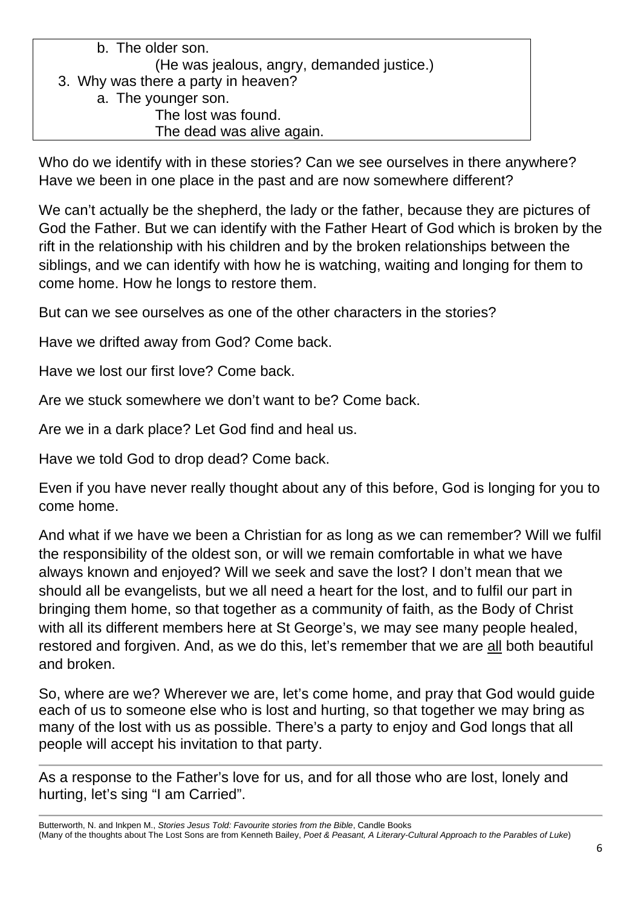b. The older son.
   (He was jealous, angry, demanded justice.)

3. Why was there a party in heaven?
   a. The younger son.
      The lost was found.
      The dead was alive again.

Who do we identify with in these stories? Can we see ourselves in there anywhere? Have we been in one place in the past and are now somewhere different?

We can't actually be the shepherd, the lady or the father, because they are pictures of God the Father. But we can identify with the Father Heart of God which is broken by the rift in the relationship with his children and by the broken relationships between the siblings, and we can identify with how he is watching, waiting and longing for them to come home. How he longs to restore them.

But can we see ourselves as one of the other characters in the stories?

Have we drifted away from God? Come back.

Have we lost our first love? Come back.

Are we stuck somewhere we don't want to be? Come back.

Are we in a dark place? Let God find and heal us.

Have we told God to drop dead? Come back.

Even if you have never really thought about any of this before, God is longing for you to come home.

And what if we have we been a Christian for as long as we can remember? Will we fulfil the responsibility of the oldest son, or will we remain comfortable in what we have always known and enjoyed? Will we seek and save the lost? I don't mean that we should all be evangelists, but we all need a heart for the lost, and to fulfil our part in bringing them home, so that together as a community of faith, as the Body of Christ with all its different members here at St George's, we may see many people healed, restored and forgiven. And, as we do this, let's remember that we are <u>all</u> both beautiful and broken.

So, where are we? Wherever we are, let's come home, and pray that God would guide each of us to someone else who is lost and hurting, so that together we may bring as many of the lost with us as possible. There's a party to enjoy and God longs that all people will accept his invitation to that party.

---

As a response to the Father's love for us, and for all those who are lost, lonely and hurting, let's sing "I am Carried".

---

Butterworth, N. and Inkpen M., *Stories Jesus Told: Favourite stories from the Bible*, Candle Books
(Many of the thoughts about The Lost Sons are from Kenneth Bailey, *Poet & Peasant, A Literary-Cultural Approach to the Parables of Luke*)